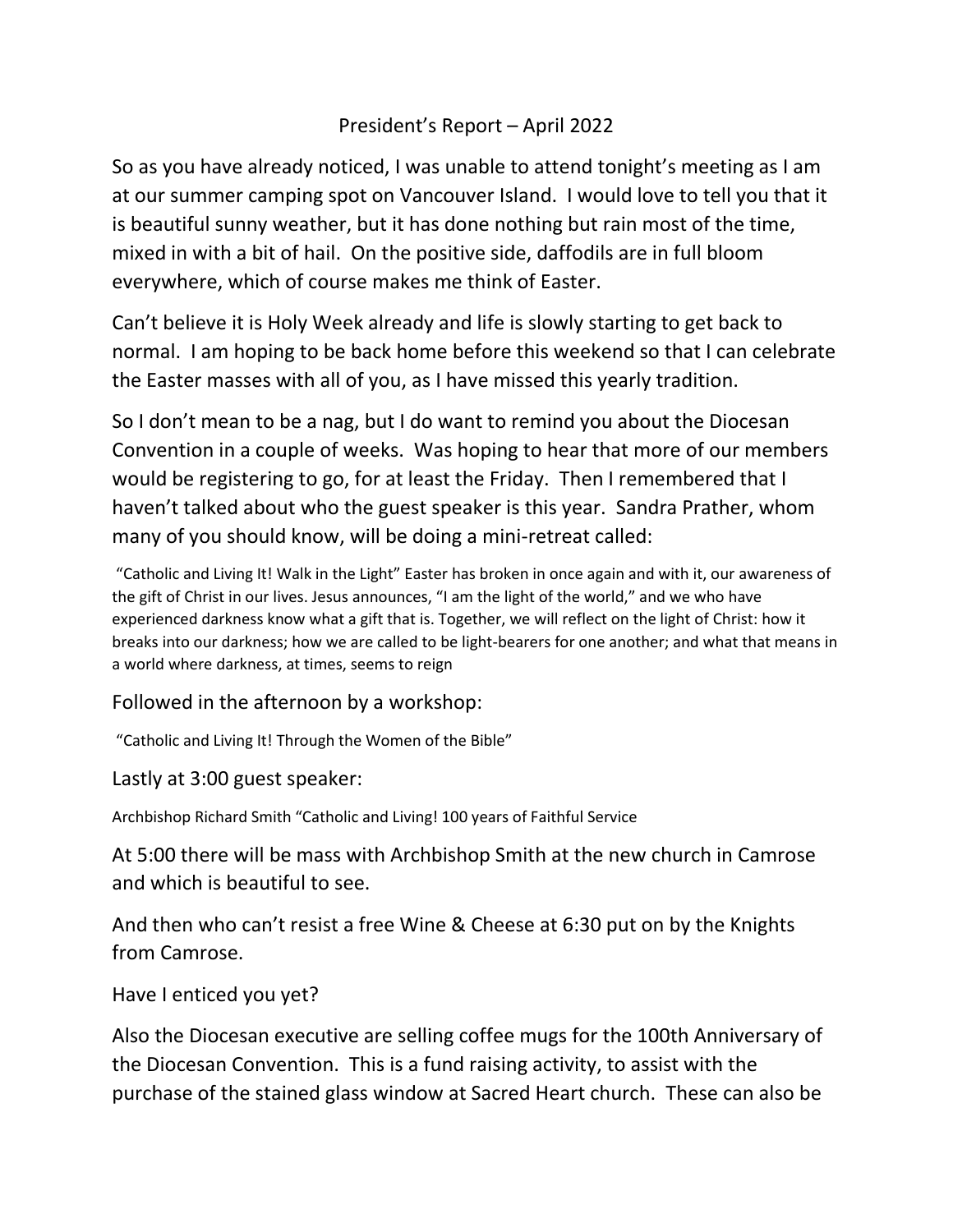# President's Report – April 2022

So as you have already noticed, I was unable to attend tonight's meeting as I am at our summer camping spot on Vancouver Island. I would love to tell you that it is beautiful sunny weather, but it has done nothing but rain most of the time, mixed in with a bit of hail. On the positive side, daffodils are in full bloom everywhere, which of course makes me think of Easter.

Can't believe it is Holy Week already and life is slowly starting to get back to normal. I am hoping to be back home before this weekend so that I can celebrate the Easter masses with all of you, as I have missed this yearly tradition.

So I don't mean to be a nag, but I do want to remind you about the Diocesan Convention in a couple of weeks. Was hoping to hear that more of our members would be registering to go, for at least the Friday. Then I remembered that I haven't talked about who the guest speaker is this year. Sandra Prather, whom many of you should know, will be doing a mini-retreat called:

"Catholic and Living It! Walk in the Light" Easter has broken in once again and with it, our awareness of the gift of Christ in our lives. Jesus announces, "I am the light of the world," and we who have experienced darkness know what a gift that is. Together, we will reflect on the light of Christ: how it breaks into our darkness; how we are called to be light-bearers for one another; and what that means in a world where darkness, at times, seems to reign

Followed in the afternoon by a workshop:

"Catholic and Living It! Through the Women of the Bible"

Lastly at 3:00 guest speaker:

Archbishop Richard Smith "Catholic and Living! 100 years of Faithful Service

At 5:00 there will be mass with Archbishop Smith at the new church in Camrose and which is beautiful to see.

And then who can't resist a free Wine & Cheese at 6:30 put on by the Knights from Camrose.

Have I enticed you yet?

Also the Diocesan executive are selling coffee mugs for the 100th Anniversary of the Diocesan Convention. This is a fund raising activity, to assist with the purchase of the stained glass window at Sacred Heart church. These can also be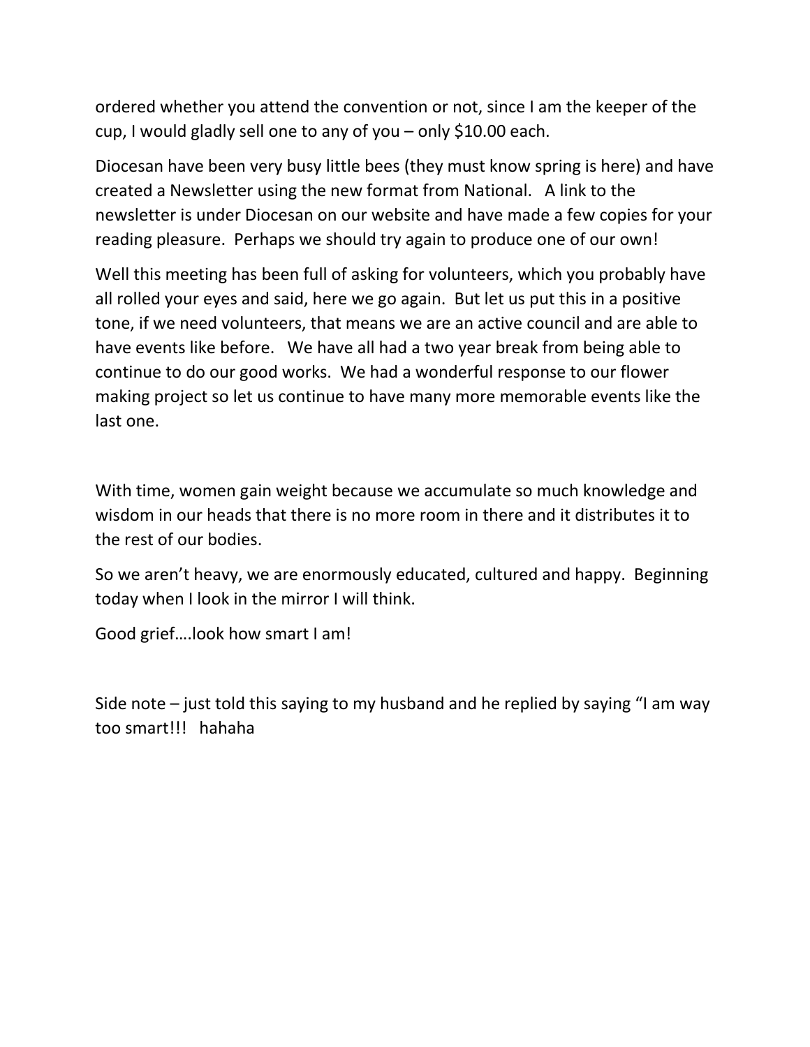ordered whether you attend the convention or not, since I am the keeper of the cup, I would gladly sell one to any of you – only $10.00 each.

Diocesan have been very busy little bees (they must know spring is here) and have created a Newsletter using the new format from National. A link to the newsletter is under Diocesan on our website and have made a few copies for your reading pleasure. Perhaps we should try again to produce one of our own!

Well this meeting has been full of asking for volunteers, which you probably have all rolled your eyes and said, here we go again. But let us put this in a positive tone, if we need volunteers, that means we are an active council and are able to have events like before. We have all had a two year break from being able to continue to do our good works. We had a wonderful response to our flower making project so let us continue to have many more memorable events like the last one.

With time, women gain weight because we accumulate so much knowledge and wisdom in our heads that there is no more room in there and it distributes it to the rest of our bodies.

So we aren't heavy, we are enormously educated, cultured and happy. Beginning today when I look in the mirror I will think.

Good grief….look how smart I am!

Side note – just told this saying to my husband and he replied by saying "I am way too smart!!! hahaha